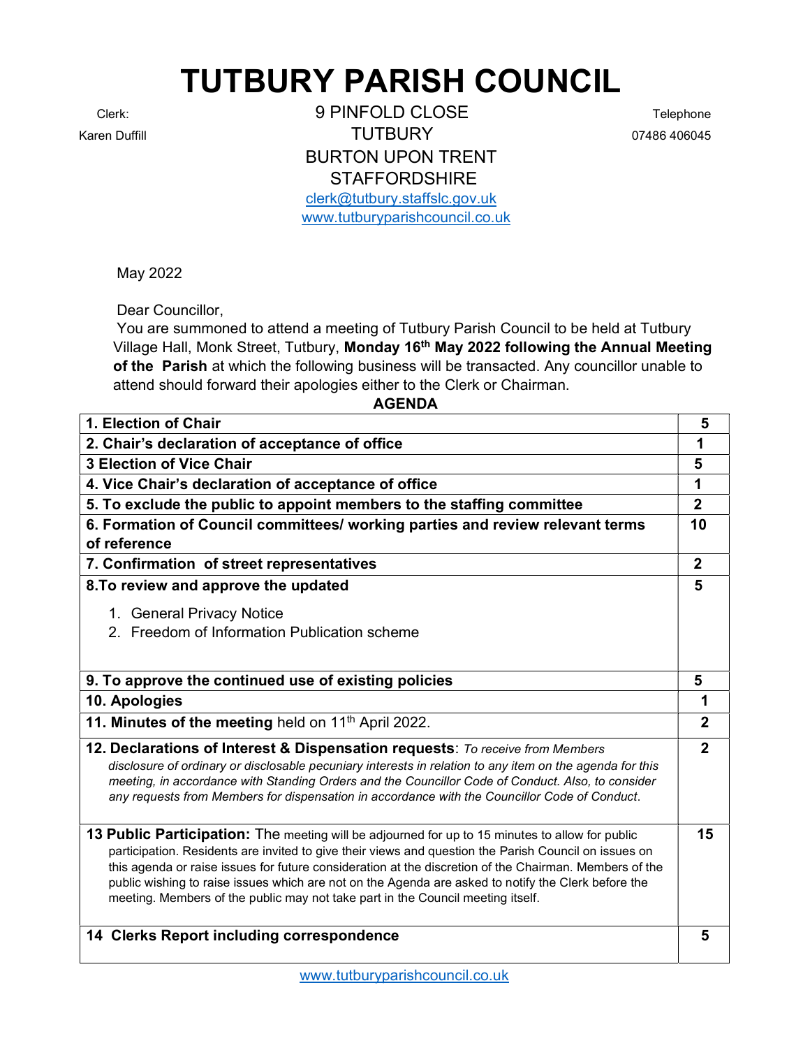# TUTBURY PARISH COUNCIL

Clerk: Karen Duffill

9 PINFOLD CLOSE
TUTBURY
BURTON UPON TRENT
STAFFORDSHIRE
clerk@tutbury.staffslc.gov.uk
www.tutburyparishcouncil.co.uk

Telephone 07486 406045

May 2022

Dear Councillor,

You are summoned to attend a meeting of Tutbury Parish Council to be held at Tutbury Village Hall, Monk Street, Tutbury, **Monday 16th May 2022 following the Annual Meeting of the Parish** at which the following business will be transacted. Any councillor unable to attend should forward their apologies either to the Clerk or Chairman.

**AGENDA**

| | |
|---|---|
| **1. Election of Chair** | **5** |
| **2. Chair's declaration of acceptance of office** | **1** |
| **3 Election of Vice Chair** | **5** |
| **4. Vice Chair's declaration of acceptance of office** | **1** |
| **5. To exclude the public to appoint members to the staffing committee** | **2** |
| **6. Formation of Council committees/ working parties and review relevant terms of reference** | **10** |
| **7. Confirmation of street representatives** | **2** |
| **8.To review and approve the updated** <br> 1. General Privacy Notice <br> 2. Freedom of Information Publication scheme | **5** |
| **9. To approve the continued use of existing policies** | **5** |
| **10. Apologies** | **1** |
| **11. Minutes of the meeting** held on 11th April 2022. | **2** |
| **12. Declarations of Interest & Dispensation requests**: *To receive from Members disclosure of ordinary or disclosable pecuniary interests in relation to any item on the agenda for this meeting, in accordance with Standing Orders and the Councillor Code of Conduct. Also, to consider any requests from Members for dispensation in accordance with the Councillor Code of Conduct.* | **2** |
| **13 Public Participation:** The meeting will be adjourned for up to 15 minutes to allow for public participation. Residents are invited to give their views and question the Parish Council on issues on this agenda or raise issues for future consideration at the discretion of the Chairman. Members of the public wishing to raise issues which are not on the Agenda are asked to notify the Clerk before the meeting. Members of the public may not take part in the Council meeting itself. | **15** |
| **14 Clerks Report including correspondence** | **5** |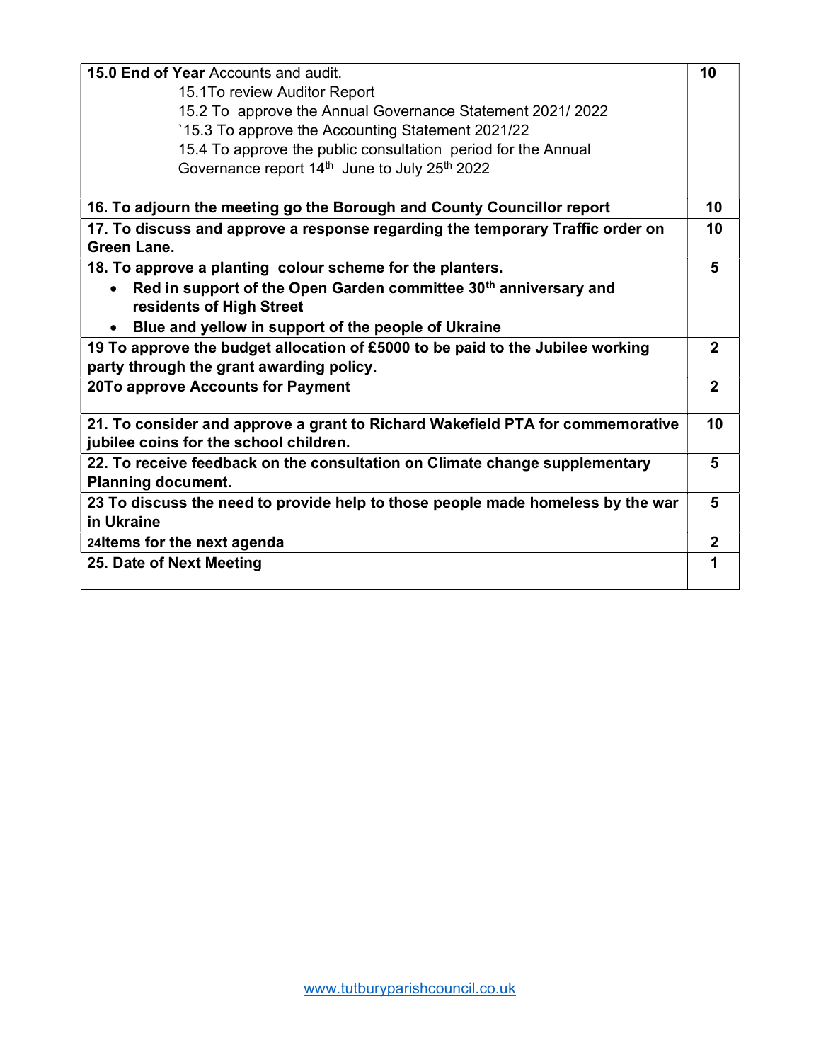| | |
|---|---|
| **15.0 End of Year** Accounts and audit.<br>15.1To review Auditor Report<br>15.2 To approve the Annual Governance Statement 2021/ 2022<br>`15.3 To approve the Accounting Statement 2021/22<br>15.4 To approve the public consultation period for the Annual Governance report 14th June to July 25th 2022 | **10** |
| **16. To adjourn the meeting go the Borough and County Councillor report** | **10** |
| **17. To discuss and approve a response regarding the temporary Traffic order on Green Lane.** | **10** |
| **18. To approve a planting colour scheme for the planters.**<br>• **Red in support of the Open Garden committee 30th anniversary and residents of High Street**<br>• **Blue and yellow in support of the people of Ukraine** | **5** |
| **19 To approve the budget allocation of £5000 to be paid to the Jubilee working party through the grant awarding policy.** | **2** |
| **20To approve Accounts for Payment** | **2** |
| **21. To consider and approve a grant to Richard Wakefield PTA for commemorative jubilee coins for the school children.** | **10** |
| **22. To receive feedback on the consultation on Climate change supplementary Planning document.** | **5** |
| **23 To discuss the need to provide help to those people made homeless by the war in Ukraine** | **5** |
| **24Items for the next agenda** | **2** |
| **25. Date of Next Meeting** | **1** |

www.tutburyparishcouncil.co.uk